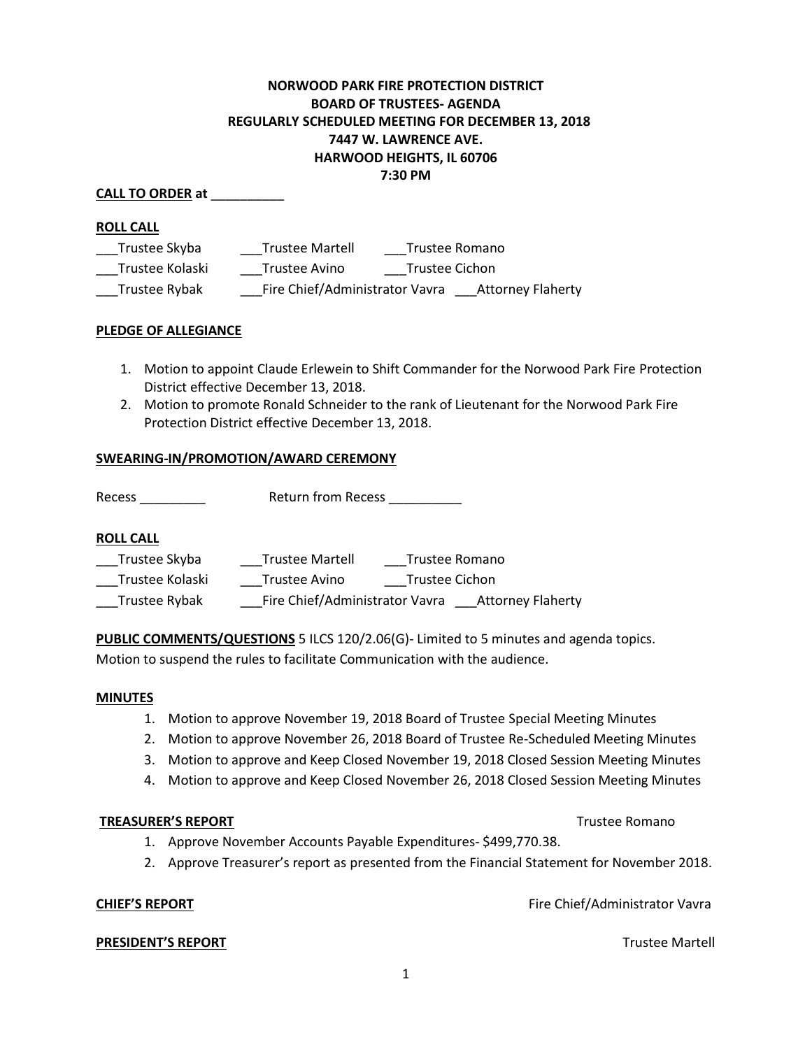**NORWOOD PARK FIRE PROTECTION DISTRICT**
**BOARD OF TRUSTEES- AGENDA**
**REGULARLY SCHEDULED MEETING FOR DECEMBER 13, 2018**
**7447 W. LAWRENCE AVE.**
**HARWOOD HEIGHTS, IL 60706**
**7:30 PM**

**CALL TO ORDER at** __________

**ROLL CALL**

___Trustee Skyba ___Trustee Martell ___Trustee Romano
___Trustee Kolaski ___Trustee Avino ___Trustee Cichon
___Trustee Rybak ___Fire Chief/Administrator Vavra ___Attorney Flaherty

**PLEDGE OF ALLEGIANCE**

1. Motion to appoint Claude Erlewein to Shift Commander for the Norwood Park Fire Protection District effective December 13, 2018.
2. Motion to promote Ronald Schneider to the rank of Lieutenant for the Norwood Park Fire Protection District effective December 13, 2018.

**SWEARING-IN/PROMOTION/AWARD CEREMONY**

Recess _________ Return from Recess __________

**ROLL CALL**

___Trustee Skyba ___Trustee Martell ___Trustee Romano
___Trustee Kolaski ___Trustee Avino ___Trustee Cichon
___Trustee Rybak ___Fire Chief/Administrator Vavra ___Attorney Flaherty

**PUBLIC COMMENTS/QUESTIONS** 5 ILCS 120/2.06(G)- Limited to 5 minutes and agenda topics.
Motion to suspend the rules to facilitate Communication with the audience.

**MINUTES**

1. Motion to approve November 19, 2018 Board of Trustee Special Meeting Minutes
2. Motion to approve November 26, 2018 Board of Trustee Re-Scheduled Meeting Minutes
3. Motion to approve and Keep Closed November 19, 2018 Closed Session Meeting Minutes
4. Motion to approve and Keep Closed November 26, 2018 Closed Session Meeting Minutes

**TREASURER'S REPORT** Trustee Romano

1. Approve November Accounts Payable Expenditures- $499,770.38.
2. Approve Treasurer's report as presented from the Financial Statement for November 2018.

**CHIEF'S REPORT** Fire Chief/Administrator Vavra

**PRESIDENT'S REPORT** Trustee Martell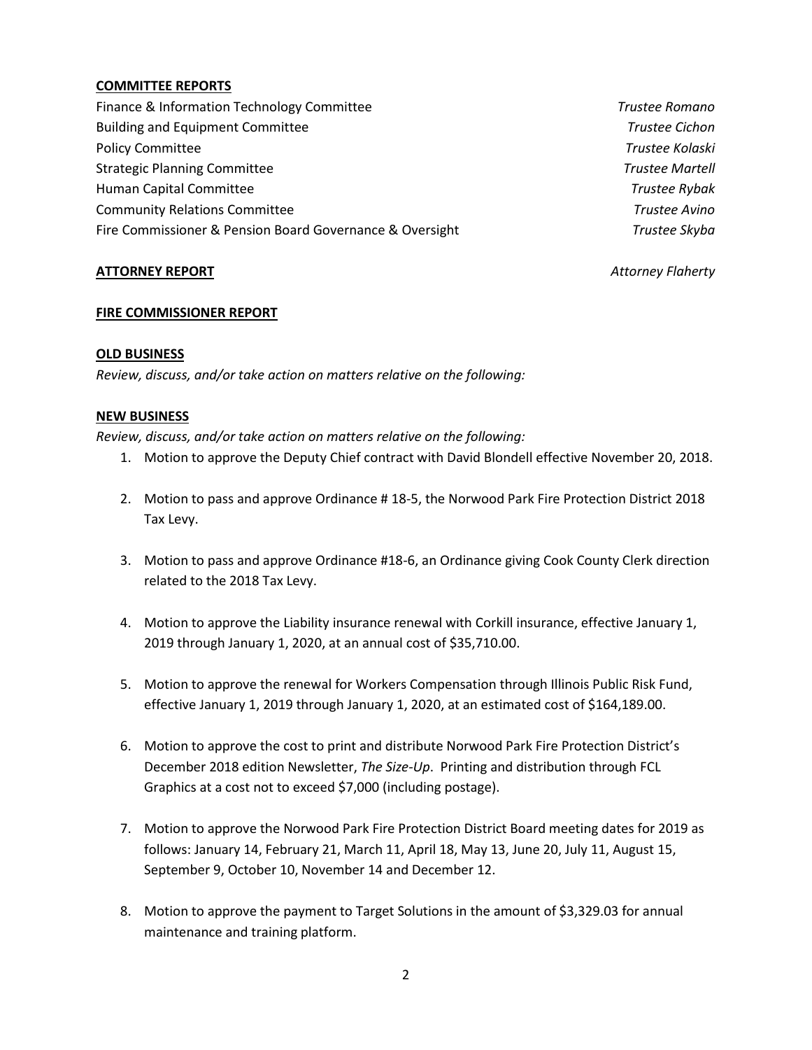**COMMITTEE REPORTS**

Finance & Information Technology Committee — *Trustee Romano*
Building and Equipment Committee — *Trustee Cichon*
Policy Committee — *Trustee Kolaski*
Strategic Planning Committee — *Trustee Martell*
Human Capital Committee — *Trustee Rybak*
Community Relations Committee — *Trustee Avino*
Fire Commissioner & Pension Board Governance & Oversight — *Trustee Skyba*

**ATTORNEY REPORT** — *Attorney Flaherty*

**FIRE COMMISSIONER REPORT**

**OLD BUSINESS**

*Review, discuss, and/or take action on matters relative on the following:*

**NEW BUSINESS**

*Review, discuss, and/or take action on matters relative on the following:*

1. Motion to approve the Deputy Chief contract with David Blondell effective November 20, 2018.

2. Motion to pass and approve Ordinance # 18-5, the Norwood Park Fire Protection District 2018 Tax Levy.

3. Motion to pass and approve Ordinance #18-6, an Ordinance giving Cook County Clerk direction related to the 2018 Tax Levy.

4. Motion to approve the Liability insurance renewal with Corkill insurance, effective January 1, 2019 through January 1, 2020, at an annual cost of $35,710.00.

5. Motion to approve the renewal for Workers Compensation through Illinois Public Risk Fund, effective January 1, 2019 through January 1, 2020, at an estimated cost of $164,189.00.

6. Motion to approve the cost to print and distribute Norwood Park Fire Protection District's December 2018 edition Newsletter, *The Size-Up*. Printing and distribution through FCL Graphics at a cost not to exceed $7,000 (including postage).

7. Motion to approve the Norwood Park Fire Protection District Board meeting dates for 2019 as follows: January 14, February 21, March 11, April 18, May 13, June 20, July 11, August 15, September 9, October 10, November 14 and December 12.

8. Motion to approve the payment to Target Solutions in the amount of $3,329.03 for annual maintenance and training platform.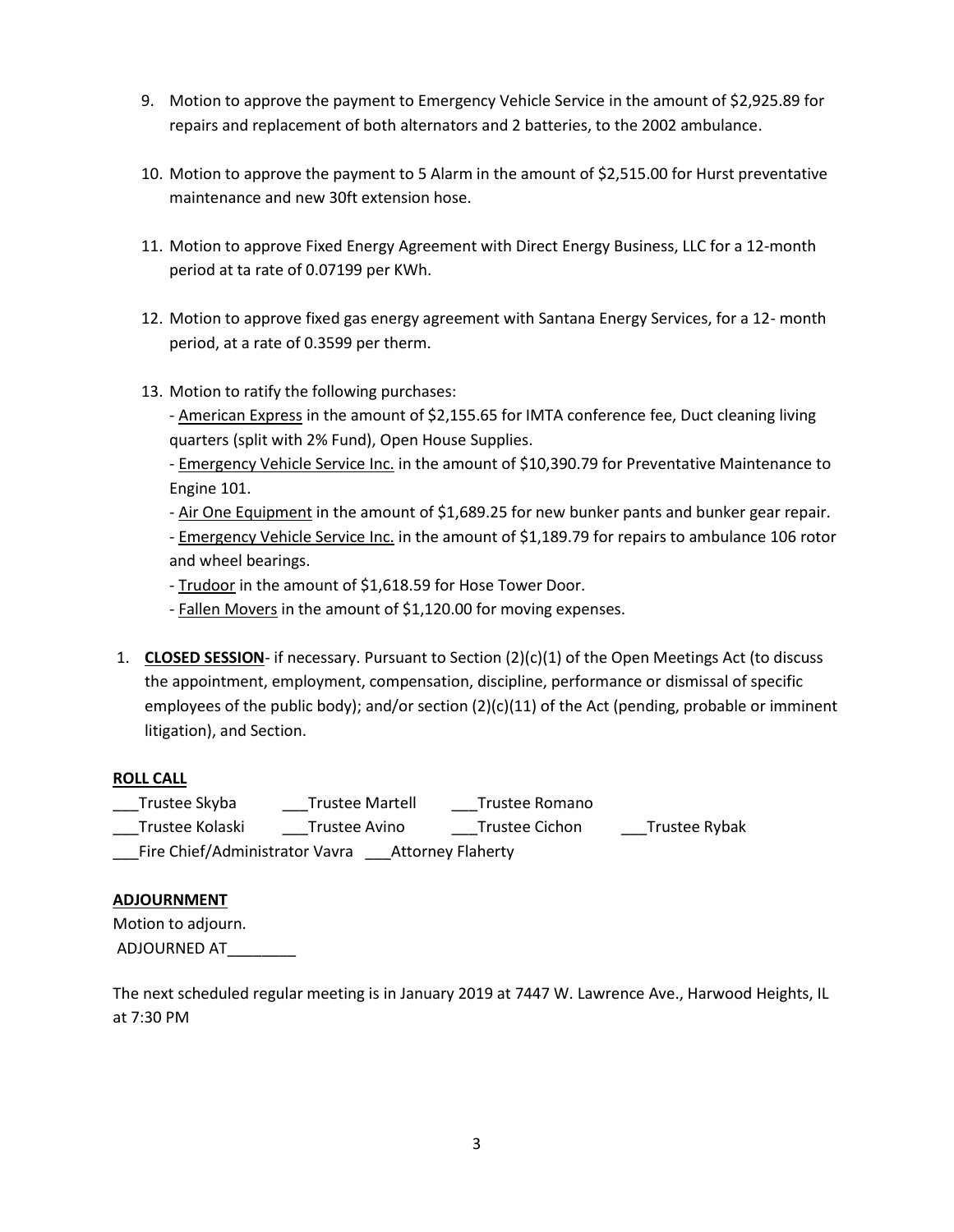9. Motion to approve the payment to Emergency Vehicle Service in the amount of $2,925.89 for repairs and replacement of both alternators and 2 batteries, to the 2002 ambulance.

10. Motion to approve the payment to 5 Alarm in the amount of $2,515.00 for Hurst preventative maintenance and new 30ft extension hose.

11. Motion to approve Fixed Energy Agreement with Direct Energy Business, LLC for a 12-month period at ta rate of 0.07199 per KWh.

12. Motion to approve fixed gas energy agreement with Santana Energy Services, for a 12- month period, at a rate of 0.3599 per therm.

13. Motion to ratify the following purchases:
    - <u>American Express</u> in the amount of $2,155.65 for IMTA conference fee, Duct cleaning living quarters (split with 2% Fund), Open House Supplies.
    - <u>Emergency Vehicle Service Inc.</u> in the amount of $10,390.79 for Preventative Maintenance to Engine 101.
    - <u>Air One Equipment</u> in the amount of $1,689.25 for new bunker pants and bunker gear repair.
    - <u>Emergency Vehicle Service Inc.</u> in the amount of $1,189.79 for repairs to ambulance 106 rotor and wheel bearings.
    - <u>Trudoor</u> in the amount of $1,618.59 for Hose Tower Door.
    - <u>Fallen Movers</u> in the amount of $1,120.00 for moving expenses.

1. **<u>CLOSED SESSION</u>**- if necessary. Pursuant to Section (2)(c)(1) of the Open Meetings Act (to discuss the appointment, employment, compensation, discipline, performance or dismissal of specific employees of the public body); and/or section (2)(c)(11) of the Act (pending, probable or imminent litigation), and Section.

**<u>ROLL CALL</u>**

___Trustee Skyba ___Trustee Martell ___Trustee Romano

___Trustee Kolaski ___Trustee Avino ___Trustee Cichon ___Trustee Rybak

___Fire Chief/Administrator Vavra ___Attorney Flaherty

**<u>ADJOURNMENT</u>**

Motion to adjourn.

ADJOURNED AT________

The next scheduled regular meeting is in January 2019 at 7447 W. Lawrence Ave., Harwood Heights, IL at 7:30 PM